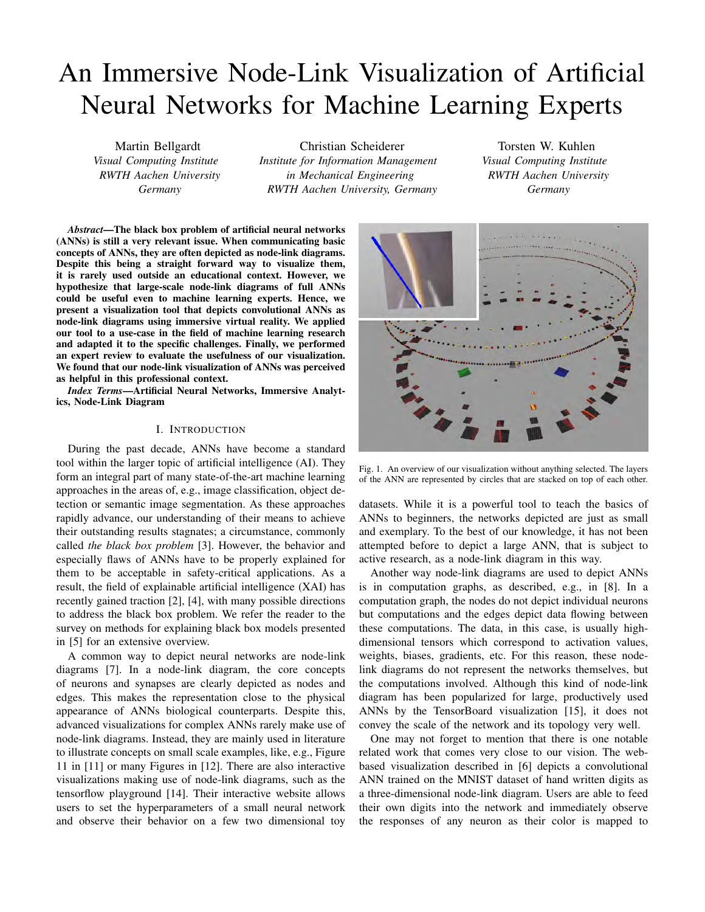# An Immersive Node-Link Visualization of Artificial Neural Networks for Machine Learning Experts

Martin Bellgardt
*Visual Computing Institute*
*RWTH Aachen University*
*Germany*

Christian Scheiderer
*Institute for Information Management in Mechanical Engineering*
*RWTH Aachen University, Germany*

Torsten W. Kuhlen
*Visual Computing Institute*
*RWTH Aachen University*
*Germany*

***Abstract*—The black box problem of artificial neural networks (ANNs) is still a very relevant issue. When communicating basic concepts of ANNs, they are often depicted as node-link diagrams. Despite this being a straight forward way to visualize them, it is rarely used outside an educational context. However, we hypothesize that large-scale node-link diagrams of full ANNs could be useful even to machine learning experts. Hence, we present a visualization tool that depicts convolutional ANNs as node-link diagrams using immersive virtual reality. We applied our tool to a use-case in the field of machine learning research and adapted it to the specific challenges. Finally, we performed an expert review to evaluate the usefulness of our visualization. We found that our node-link visualization of ANNs was perceived as helpful in this professional context.**

***Index Terms*—Artificial Neural Networks, Immersive Analytics, Node-Link Diagram**

## I. Introduction

During the past decade, ANNs have become a standard tool within the larger topic of artificial intelligence (AI). They form an integral part of many state-of-the-art machine learning approaches in the areas of, e.g., image classification, object detection or semantic image segmentation. As these approaches rapidly advance, our understanding of their means to achieve their outstanding results stagnates; a circumstance, commonly called *the black box problem* [3]. However, the behavior and especially flaws of ANNs have to be properly explained for them to be acceptable in safety-critical applications. As a result, the field of explainable artificial intelligence (XAI) has recently gained traction [2], [4], with many possible directions to address the black box problem. We refer the reader to the survey on methods for explaining black box models presented in [5] for an extensive overview.

A common way to depict neural networks are node-link diagrams [7]. In a node-link diagram, the core concepts of neurons and synapses are clearly depicted as nodes and edges. This makes the representation close to the physical appearance of ANNs biological counterparts. Despite this, advanced visualizations for complex ANNs rarely make use of node-link diagrams. Instead, they are mainly used in literature to illustrate concepts on small scale examples, like, e.g., Figure 11 in [11] or many Figures in [12]. There are also interactive visualizations making use of node-link diagrams, such as the tensorflow playground [14]. Their interactive website allows users to set the hyperparameters of a small neural network and observe their behavior on a few two dimensional toy datasets. While it is a powerful tool to teach the basics of ANNs to beginners, the networks depicted are just as small and exemplary. To the best of our knowledge, it has not been attempted before to depict a large ANN, that is subject to active research, as a node-link diagram in this way.

Fig. 1. An overview of our visualization without anything selected. The layers of the ANN are represented by circles that are stacked on top of each other.

Another way node-link diagrams are used to depict ANNs is in computation graphs, as described, e.g., in [8]. In a computation graph, the nodes do not depict individual neurons but computations and the edges depict data flowing between these computations. The data, in this case, is usually high-dimensional tensors which correspond to activation values, weights, biases, gradients, etc. For this reason, these node-link diagrams do not represent the networks themselves, but the computations involved. Although this kind of node-link diagram has been popularized for large, productively used ANNs by the TensorBoard visualization [15], it does not convey the scale of the network and its topology very well.

One may not forget to mention that there is one notable related work that comes very close to our vision. The web-based visualization described in [6] depicts a convolutional ANN trained on the MNIST dataset of hand written digits as a three-dimensional node-link diagram. Users are able to feed their own digits into the network and immediately observe the responses of any neuron as their color is mapped to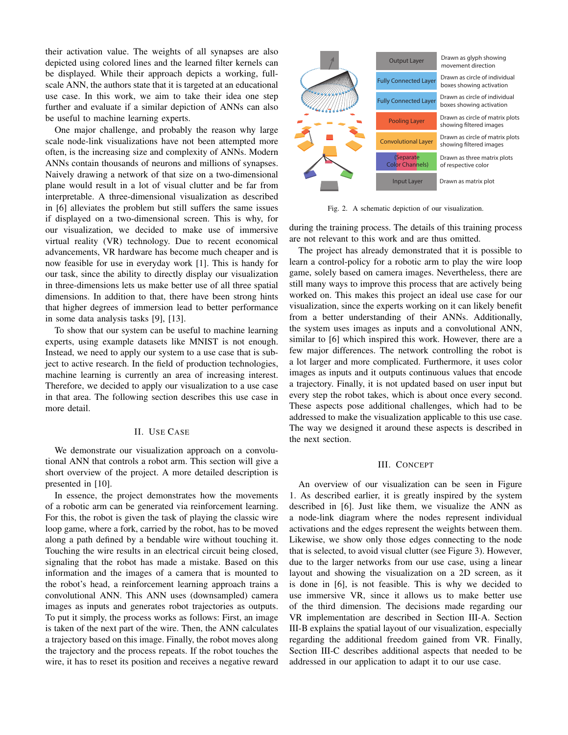their activation value. The weights of all synapses are also depicted using colored lines and the learned filter kernels can be displayed. While their approach depicts a working, full-scale ANN, the authors state that it is targeted at an educational use case. In this work, we aim to take their idea one step further and evaluate if a similar depiction of ANNs can also be useful to machine learning experts.

One major challenge, and probably the reason why large scale node-link visualizations have not been attempted more often, is the increasing size and complexity of ANNs. Modern ANNs contain thousands of neurons and millions of synapses. Naively drawing a network of that size on a two-dimensional plane would result in a lot of visual clutter and be far from interpretable. A three-dimensional visualization as described in [6] alleviates the problem but still suffers the same issues if displayed on a two-dimensional screen. This is why, for our visualization, we decided to make use of immersive virtual reality (VR) technology. Due to recent economical advancements, VR hardware has become much cheaper and is now feasible for use in everyday work [1]. This is handy for our task, since the ability to directly display our visualization in three-dimensions lets us make better use of all three spatial dimensions. In addition to that, there have been strong hints that higher degrees of immersion lead to better performance in some data analysis tasks [9], [13].

To show that our system can be useful to machine learning experts, using example datasets like MNIST is not enough. Instead, we need to apply our system to a use case that is subject to active research. In the field of production technologies, machine learning is currently an area of increasing interest. Therefore, we decided to apply our visualization to a use case in that area. The following section describes this use case in more detail.

## II. Use Case

We demonstrate our visualization approach on a convolutional ANN that controls a robot arm. This section will give a short overview of the project. A more detailed description is presented in [10].

In essence, the project demonstrates how the movements of a robotic arm can be generated via reinforcement learning. For this, the robot is given the task of playing the classic wire loop game, where a fork, carried by the robot, has to be moved along a path defined by a bendable wire without touching it. Touching the wire results in an electrical circuit being closed, signaling that the robot has made a mistake. Based on this information and the images of a camera that is mounted to the robot's head, a reinforcement learning approach trains a convolutional ANN. This ANN uses (downsampled) camera images as inputs and generates robot trajectories as outputs. To put it simply, the process works as follows: First, an image is taken of the next part of the wire. Then, the ANN calculates a trajectory based on this image. Finally, the robot moves along the trajectory and the process repeats. If the robot touches the wire, it has to reset its position and receives a negative reward during the training process. The details of this training process are not relevant to this work and are thus omitted.

| | |
|---|---|
| Output Layer | Drawn as glyph showing movement direction |
| Fully Connected Layer | Drawn as circle of individual boxes showing activation |
| Fully Connected Layer | Drawn as circle of individual boxes showing activation |
| Pooling Layer | Drawn as circle of matrix plots showing filtered images |
| Convolutional Layer | Drawn as circle of matrix plots showing filtered images |
| (Separate Color Channels) | Drawn as three matrix plots of respective color |
| Input Layer | Drawn as matrix plot |

Fig. 2. A schematic depiction of our visualization.

The project has already demonstrated that it is possible to learn a control-policy for a robotic arm to play the wire loop game, solely based on camera images. Nevertheless, there are still many ways to improve this process that are actively being worked on. This makes this project an ideal use case for our visualization, since the experts working on it can likely benefit from a better understanding of their ANNs. Additionally, the system uses images as inputs and a convolutional ANN, similar to [6] which inspired this work. However, there are a few major differences. The network controlling the robot is a lot larger and more complicated. Furthermore, it uses color images as inputs and it outputs continuous values that encode a trajectory. Finally, it is not updated based on user input but every step the robot takes, which is about once every second. These aspects pose additional challenges, which had to be addressed to make the visualization applicable to this use case. The way we designed it around these aspects is described in the next section.

## III. Concept

An overview of our visualization can be seen in Figure 1. As described earlier, it is greatly inspired by the system described in [6]. Just like them, we visualize the ANN as a node-link diagram where the nodes represent individual activations and the edges represent the weights between them. Likewise, we show only those edges connecting to the node that is selected, to avoid visual clutter (see Figure 3). However, due to the larger networks from our use case, using a linear layout and showing the visualization on a 2D screen, as it is done in [6], is not feasible. This is why we decided to use immersive VR, since it allows us to make better use of the third dimension. The decisions made regarding our VR implementation are described in Section III-A. Section III-B explains the spatial layout of our visualization, especially regarding the additional freedom gained from VR. Finally, Section III-C describes additional aspects that needed to be addressed in our application to adapt it to our use case.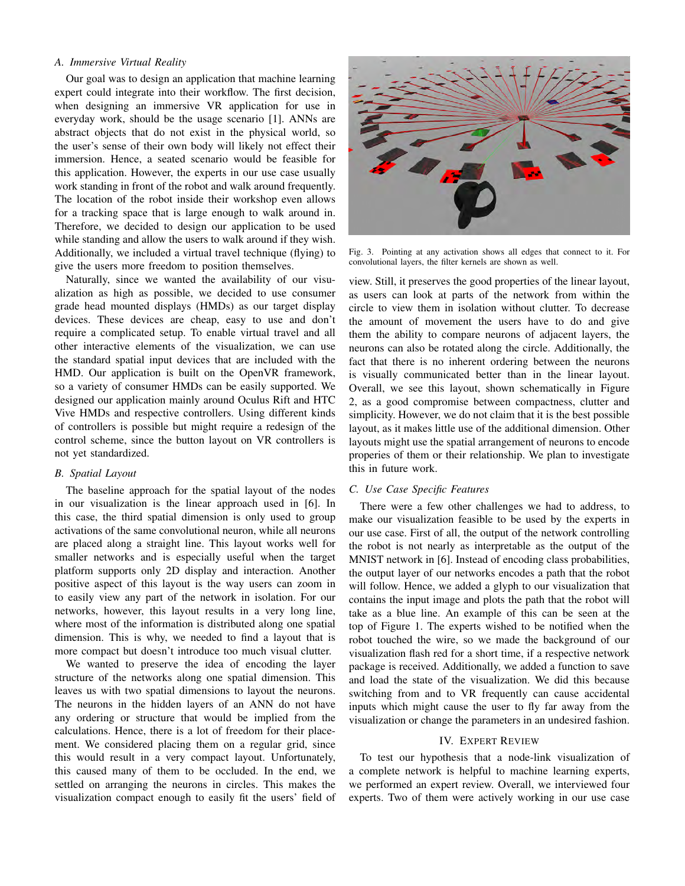### A. Immersive Virtual Reality

Our goal was to design an application that machine learning expert could integrate into their workflow. The first decision, when designing an immersive VR application for use in everyday work, should be the usage scenario [1]. ANNs are abstract objects that do not exist in the physical world, so the user's sense of their own body will likely not effect their immersion. Hence, a seated scenario would be feasible for this application. However, the experts in our use case usually work standing in front of the robot and walk around frequently. The location of the robot inside their workshop even allows for a tracking space that is large enough to walk around in. Therefore, we decided to design our application to be used while standing and allow the users to walk around if they wish. Additionally, we included a virtual travel technique (flying) to give the users more freedom to position themselves.

Naturally, since we wanted the availability of our visualization as high as possible, we decided to use consumer grade head mounted displays (HMDs) as our target display devices. These devices are cheap, easy to use and don't require a complicated setup. To enable virtual travel and all other interactive elements of the visualization, we can use the standard spatial input devices that are included with the HMD. Our application is built on the OpenVR framework, so a variety of consumer HMDs can be easily supported. We designed our application mainly around Oculus Rift and HTC Vive HMDs and respective controllers. Using different kinds of controllers is possible but might require a redesign of the control scheme, since the button layout on VR controllers is not yet standardized.

### B. Spatial Layout

The baseline approach for the spatial layout of the nodes in our visualization is the linear approach used in [6]. In this case, the third spatial dimension is only used to group activations of the same convolutional neuron, while all neurons are placed along a straight line. This layout works well for smaller networks and is especially useful when the target platform supports only 2D display and interaction. Another positive aspect of this layout is the way users can zoom in to easily view any part of the network in isolation. For our networks, however, this layout results in a very long line, where most of the information is distributed along one spatial dimension. This is why, we needed to find a layout that is more compact but doesn't introduce too much visual clutter.

We wanted to preserve the idea of encoding the layer structure of the networks along one spatial dimension. This leaves us with two spatial dimensions to layout the neurons. The neurons in the hidden layers of an ANN do not have any ordering or structure that would be implied from the calculations. Hence, there is a lot of freedom for their placement. We considered placing them on a regular grid, since this would result in a very compact layout. Unfortunately, this caused many of them to be occluded. In the end, we settled on arranging the neurons in circles. This makes the visualization compact enough to easily fit the users' field of view. Still, it preserves the good properties of the linear layout, as users can look at parts of the network from within the circle to view them in isolation without clutter. To decrease the amount of movement the users have to do and give them the ability to compare neurons of adjacent layers, the neurons can also be rotated along the circle. Additionally, the fact that there is no inherent ordering between the neurons is visually communicated better than in the linear layout. Overall, we see this layout, shown schematically in Figure 2, as a good compromise between compactness, clutter and simplicity. However, we do not claim that it is the best possible layout, as it makes little use of the additional dimension. Other layouts might use the spatial arrangement of neurons to encode properies of them or their relationship. We plan to investigate this in future work.

Fig. 3. Pointing at any activation shows all edges that connect to it. For convolutional layers, the filter kernels are shown as well.

### C. Use Case Specific Features

There were a few other challenges we had to address, to make our visualization feasible to be used by the experts in our use case. First of all, the output of the network controlling the robot is not nearly as interpretable as the output of the MNIST network in [6]. Instead of encoding class probabilities, the output layer of our networks encodes a path that the robot will follow. Hence, we added a glyph to our visualization that contains the input image and plots the path that the robot will take as a blue line. An example of this can be seen at the top of Figure 1. The experts wished to be notified when the robot touched the wire, so we made the background of our visualization flash red for a short time, if a respective network package is received. Additionally, we added a function to save and load the state of the visualization. We did this because switching from and to VR frequently can cause accidental inputs which might cause the user to fly far away from the visualization or change the parameters in an undesired fashion.

## IV. Expert Review

To test our hypothesis that a node-link visualization of a complete network is helpful to machine learning experts, we performed an expert review. Overall, we interviewed four experts. Two of them were actively working in our use case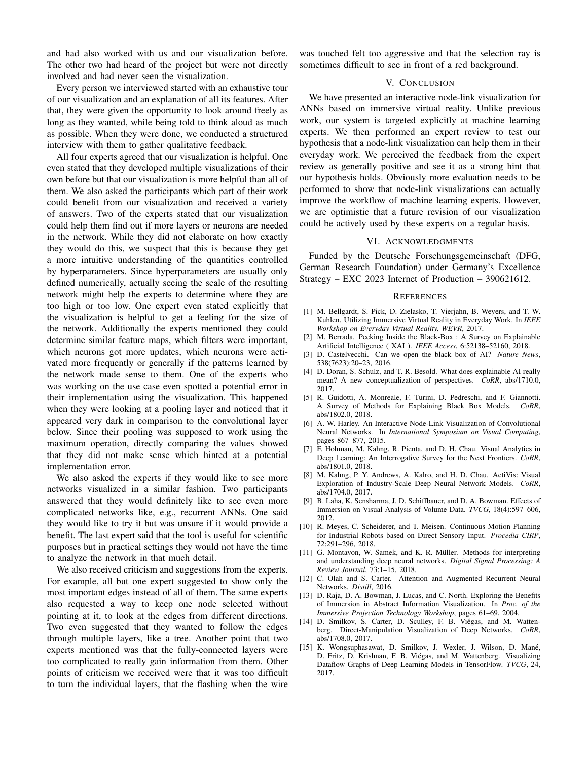and had also worked with us and our visualization before. The other two had heard of the project but were not directly involved and had never seen the visualization.

Every person we interviewed started with an exhaustive tour of our visualization and an explanation of all its features. After that, they were given the opportunity to look around freely as long as they wanted, while being told to think aloud as much as possible. When they were done, we conducted a structured interview with them to gather qualitative feedback.

All four experts agreed that our visualization is helpful. One even stated that they developed multiple visualizations of their own before but that our visualization is more helpful than all of them. We also asked the participants which part of their work could benefit from our visualization and received a variety of answers. Two of the experts stated that our visualization could help them find out if more layers or neurons are needed in the network. While they did not elaborate on how exactly they would do this, we suspect that this is because they get a more intuitive understanding of the quantities controlled by hyperparameters. Since hyperparameters are usually only defined numerically, actually seeing the scale of the resulting network might help the experts to determine where they are too high or too low. One expert even stated explicitly that the visualization is helpful to get a feeling for the size of the network. Additionally the experts mentioned they could determine similar feature maps, which filters were important, which neurons got more updates, which neurons were activated more frequently or generally if the patterns learned by the network made sense to them. One of the experts who was working on the use case even spotted a potential error in their implementation using the visualization. This happened when they were looking at a pooling layer and noticed that it appeared very dark in comparison to the convolutional layer below. Since their pooling was supposed to work using the maximum operation, directly comparing the values showed that they did not make sense which hinted at a potential implementation error.

We also asked the experts if they would like to see more networks visualized in a similar fashion. Two participants answered that they would definitely like to see even more complicated networks like, e.g., recurrent ANNs. One said they would like to try it but was unsure if it would provide a benefit. The last expert said that the tool is useful for scientific purposes but in practical settings they would not have the time to analyze the network in that much detail.

We also received criticism and suggestions from the experts. For example, all but one expert suggested to show only the most important edges instead of all of them. The same experts also requested a way to keep one node selected without pointing at it, to look at the edges from different directions. Two even suggested that they wanted to follow the edges through multiple layers, like a tree. Another point that two experts mentioned was that the fully-connected layers were too complicated to really gain information from them. Other points of criticism we received were that it was too difficult to turn the individual layers, that the flashing when the wire was touched felt too aggressive and that the selection ray is sometimes difficult to see in front of a red background.

## V. Conclusion

We have presented an interactive node-link visualization for ANNs based on immersive virtual reality. Unlike previous work, our system is targeted explicitly at machine learning experts. We then performed an expert review to test our hypothesis that a node-link visualization can help them in their everyday work. We perceived the feedback from the expert review as generally positive and see it as a strong hint that our hypothesis holds. Obviously more evaluation needs to be performed to show that node-link visualizations can actually improve the workflow of machine learning experts. However, we are optimistic that a future revision of our visualization could be actively used by these experts on a regular basis.

## VI. Acknowledgments

Funded by the Deutsche Forschungsgemeinschaft (DFG, German Research Foundation) under Germany's Excellence Strategy – EXC 2023 Internet of Production – 390621612.

## References

[1] M. Bellgardt, S. Pick, D. Zielasko, T. Vierjahn, B. Weyers, and T. W. Kuhlen. Utilizing Immersive Virtual Reality in Everyday Work. In *IEEE Workshop on Everyday Virtual Reality, WEVR*, 2017.

[2] M. Berrada. Peeking Inside the Black-Box : A Survey on Explainable Artificial Intelligence ( XAI ). *IEEE Access*, 6:52138–52160, 2018.

[3] D. Castelvecchi. Can we open the black box of AI? *Nature News*, 538(7623):20–23, 2016.

[4] D. Doran, S. Schulz, and T. R. Besold. What does explainable AI really mean? A new conceptualization of perspectives. *CoRR*, abs/1710.0, 2017.

[5] R. Guidotti, A. Monreale, F. Turini, D. Pedreschi, and F. Giannotti. A Survey of Methods for Explaining Black Box Models. *CoRR*, abs/1802.0, 2018.

[6] A. W. Harley. An Interactive Node-Link Visualization of Convolutional Neural Networks. In *International Symposium on Visual Computing*, pages 867–877, 2015.

[7] F. Hohman, M. Kahng, R. Pienta, and D. H. Chau. Visual Analytics in Deep Learning: An Interrogative Survey for the Next Frontiers. *CoRR*, abs/1801.0, 2018.

[8] M. Kahng, P. Y. Andrews, A. Kalro, and H. D. Chau. ActiVis: Visual Exploration of Industry-Scale Deep Neural Network Models. *CoRR*, abs/1704.0, 2017.

[9] B. Laha, K. Sensharma, J. D. Schiffbauer, and D. A. Bowman. Effects of Immersion on Visual Analysis of Volume Data. *TVCG*, 18(4):597–606, 2012.

[10] R. Meyes, C. Scheiderer, and T. Meisen. Continuous Motion Planning for Industrial Robots based on Direct Sensory Input. *Procedia CIRP*, 72:291–296, 2018.

[11] G. Montavon, W. Samek, and K. R. Müller. Methods for interpreting and understanding deep neural networks. *Digital Signal Processing: A Review Journal*, 73:1–15, 2018.

[12] C. Olah and S. Carter. Attention and Augmented Recurrent Neural Networks. *Distill*, 2016.

[13] D. Raja, D. A. Bowman, J. Lucas, and C. North. Exploring the Benefits of Immersion in Abstract Information Visualization. In *Proc. of the Immersive Projection Technology Workshop*, pages 61–69, 2004.

[14] D. Smilkov, S. Carter, D. Sculley, F. B. Viégas, and M. Wattenberg. Direct-Manipulation Visualization of Deep Networks. *CoRR*, abs/1708.0, 2017.

[15] K. Wongsuphasawat, D. Smilkov, J. Wexler, J. Wilson, D. Mané, D. Fritz, D. Krishnan, F. B. Viégas, and M. Wattenberg. Visualizing Dataflow Graphs of Deep Learning Models in TensorFlow. *TVCG*, 24, 2017.